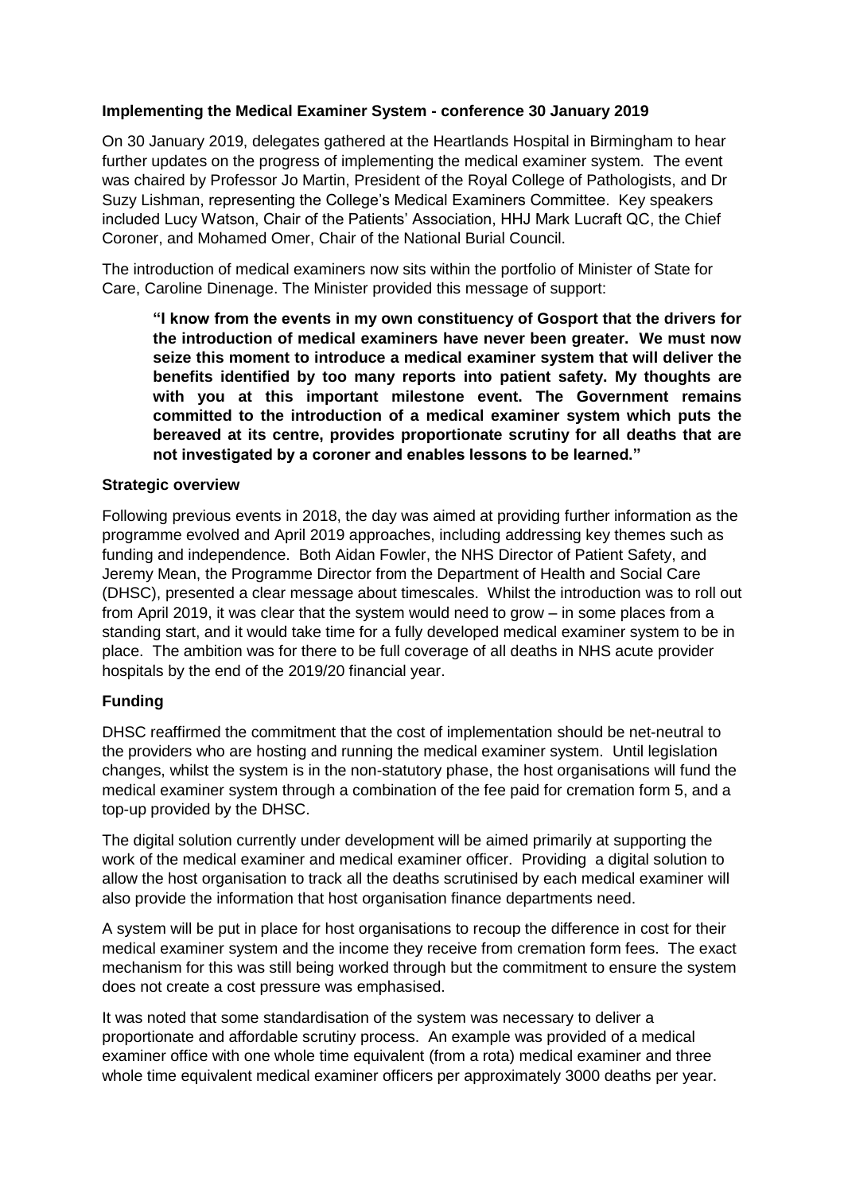**Implementing the Medical Examiner System - conference 30 January 2019**

On 30 January 2019, delegates gathered at the Heartlands Hospital in Birmingham to hear further updates on the progress of implementing the medical examiner system. The event was chaired by Professor Jo Martin, President of the Royal College of Pathologists, and Dr Suzy Lishman, representing the College's Medical Examiners Committee. Key speakers included Lucy Watson, Chair of the Patients' Association, HHJ Mark Lucraft QC, the Chief Coroner, and Mohamed Omer, Chair of the National Burial Council.

The introduction of medical examiners now sits within the portfolio of Minister of State for Care, Caroline Dinenage. The Minister provided this message of support:

> **"I know from the events in my own constituency of Gosport that the drivers for the introduction of medical examiners have never been greater. We must now seize this moment to introduce a medical examiner system that will deliver the benefits identified by too many reports into patient safety. My thoughts are with you at this important milestone event. The Government remains committed to the introduction of a medical examiner system which puts the bereaved at its centre, provides proportionate scrutiny for all deaths that are not investigated by a coroner and enables lessons to be learned."**

**Strategic overview**

Following previous events in 2018, the day was aimed at providing further information as the programme evolved and April 2019 approaches, including addressing key themes such as funding and independence. Both Aidan Fowler, the NHS Director of Patient Safety, and Jeremy Mean, the Programme Director from the Department of Health and Social Care (DHSC), presented a clear message about timescales. Whilst the introduction was to roll out from April 2019, it was clear that the system would need to grow – in some places from a standing start, and it would take time for a fully developed medical examiner system to be in place. The ambition was for there to be full coverage of all deaths in NHS acute provider hospitals by the end of the 2019/20 financial year.

**Funding**

DHSC reaffirmed the commitment that the cost of implementation should be net-neutral to the providers who are hosting and running the medical examiner system. Until legislation changes, whilst the system is in the non-statutory phase, the host organisations will fund the medical examiner system through a combination of the fee paid for cremation form 5, and a top-up provided by the DHSC.

The digital solution currently under development will be aimed primarily at supporting the work of the medical examiner and medical examiner officer. Providing a digital solution to allow the host organisation to track all the deaths scrutinised by each medical examiner will also provide the information that host organisation finance departments need.

A system will be put in place for host organisations to recoup the difference in cost for their medical examiner system and the income they receive from cremation form fees. The exact mechanism for this was still being worked through but the commitment to ensure the system does not create a cost pressure was emphasised.

It was noted that some standardisation of the system was necessary to deliver a proportionate and affordable scrutiny process. An example was provided of a medical examiner office with one whole time equivalent (from a rota) medical examiner and three whole time equivalent medical examiner officers per approximately 3000 deaths per year.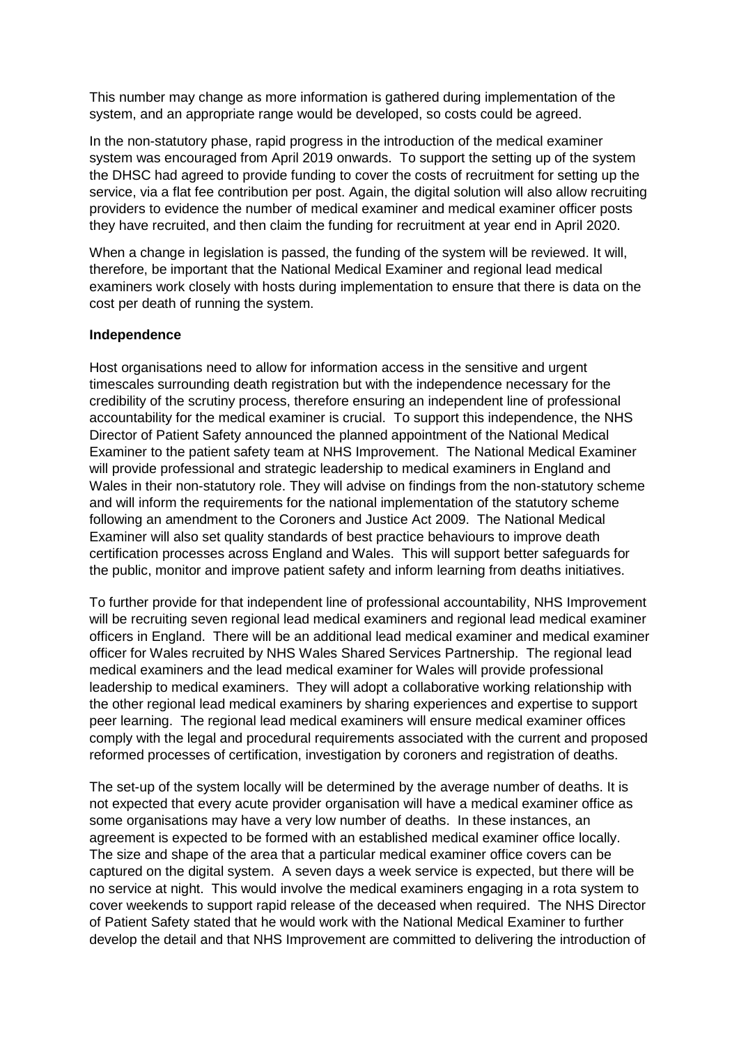This number may change as more information is gathered during implementation of the system, and an appropriate range would be developed, so costs could be agreed.

In the non-statutory phase, rapid progress in the introduction of the medical examiner system was encouraged from April 2019 onwards. To support the setting up of the system the DHSC had agreed to provide funding to cover the costs of recruitment for setting up the service, via a flat fee contribution per post. Again, the digital solution will also allow recruiting providers to evidence the number of medical examiner and medical examiner officer posts they have recruited, and then claim the funding for recruitment at year end in April 2020.

When a change in legislation is passed, the funding of the system will be reviewed. It will, therefore, be important that the National Medical Examiner and regional lead medical examiners work closely with hosts during implementation to ensure that there is data on the cost per death of running the system.

**Independence**

Host organisations need to allow for information access in the sensitive and urgent timescales surrounding death registration but with the independence necessary for the credibility of the scrutiny process, therefore ensuring an independent line of professional accountability for the medical examiner is crucial. To support this independence, the NHS Director of Patient Safety announced the planned appointment of the National Medical Examiner to the patient safety team at NHS Improvement. The National Medical Examiner will provide professional and strategic leadership to medical examiners in England and Wales in their non-statutory role. They will advise on findings from the non-statutory scheme and will inform the requirements for the national implementation of the statutory scheme following an amendment to the Coroners and Justice Act 2009. The National Medical Examiner will also set quality standards of best practice behaviours to improve death certification processes across England and Wales. This will support better safeguards for the public, monitor and improve patient safety and inform learning from deaths initiatives.

To further provide for that independent line of professional accountability, NHS Improvement will be recruiting seven regional lead medical examiners and regional lead medical examiner officers in England. There will be an additional lead medical examiner and medical examiner officer for Wales recruited by NHS Wales Shared Services Partnership. The regional lead medical examiners and the lead medical examiner for Wales will provide professional leadership to medical examiners. They will adopt a collaborative working relationship with the other regional lead medical examiners by sharing experiences and expertise to support peer learning. The regional lead medical examiners will ensure medical examiner offices comply with the legal and procedural requirements associated with the current and proposed reformed processes of certification, investigation by coroners and registration of deaths.

The set-up of the system locally will be determined by the average number of deaths. It is not expected that every acute provider organisation will have a medical examiner office as some organisations may have a very low number of deaths. In these instances, an agreement is expected to be formed with an established medical examiner office locally. The size and shape of the area that a particular medical examiner office covers can be captured on the digital system. A seven days a week service is expected, but there will be no service at night. This would involve the medical examiners engaging in a rota system to cover weekends to support rapid release of the deceased when required. The NHS Director of Patient Safety stated that he would work with the National Medical Examiner to further develop the detail and that NHS Improvement are committed to delivering the introduction of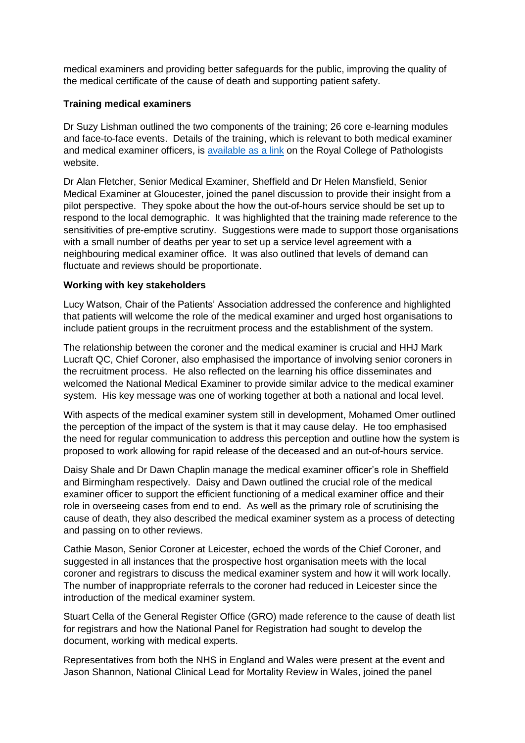medical examiners and providing better safeguards for the public, improving the quality of the medical certificate of the cause of death and supporting patient safety.

**Training medical examiners**

Dr Suzy Lishman outlined the two components of the training; 26 core e-learning modules and face-to-face events. Details of the training, which is relevant to both medical examiner and medical examiner officers, is [available as a link]() on the Royal College of Pathologists website.

Dr Alan Fletcher, Senior Medical Examiner, Sheffield and Dr Helen Mansfield, Senior Medical Examiner at Gloucester, joined the panel discussion to provide their insight from a pilot perspective. They spoke about the how the out-of-hours service should be set up to respond to the local demographic. It was highlighted that the training made reference to the sensitivities of pre-emptive scrutiny. Suggestions were made to support those organisations with a small number of deaths per year to set up a service level agreement with a neighbouring medical examiner office. It was also outlined that levels of demand can fluctuate and reviews should be proportionate.

**Working with key stakeholders**

Lucy Watson, Chair of the Patients' Association addressed the conference and highlighted that patients will welcome the role of the medical examiner and urged host organisations to include patient groups in the recruitment process and the establishment of the system.

The relationship between the coroner and the medical examiner is crucial and HHJ Mark Lucraft QC, Chief Coroner, also emphasised the importance of involving senior coroners in the recruitment process. He also reflected on the learning his office disseminates and welcomed the National Medical Examiner to provide similar advice to the medical examiner system. His key message was one of working together at both a national and local level.

With aspects of the medical examiner system still in development, Mohamed Omer outlined the perception of the impact of the system is that it may cause delay. He too emphasised the need for regular communication to address this perception and outline how the system is proposed to work allowing for rapid release of the deceased and an out-of-hours service.

Daisy Shale and Dr Dawn Chaplin manage the medical examiner officer's role in Sheffield and Birmingham respectively. Daisy and Dawn outlined the crucial role of the medical examiner officer to support the efficient functioning of a medical examiner office and their role in overseeing cases from end to end. As well as the primary role of scrutinising the cause of death, they also described the medical examiner system as a process of detecting and passing on to other reviews.

Cathie Mason, Senior Coroner at Leicester, echoed the words of the Chief Coroner, and suggested in all instances that the prospective host organisation meets with the local coroner and registrars to discuss the medical examiner system and how it will work locally. The number of inappropriate referrals to the coroner had reduced in Leicester since the introduction of the medical examiner system.

Stuart Cella of the General Register Office (GRO) made reference to the cause of death list for registrars and how the National Panel for Registration had sought to develop the document, working with medical experts.

Representatives from both the NHS in England and Wales were present at the event and Jason Shannon, National Clinical Lead for Mortality Review in Wales, joined the panel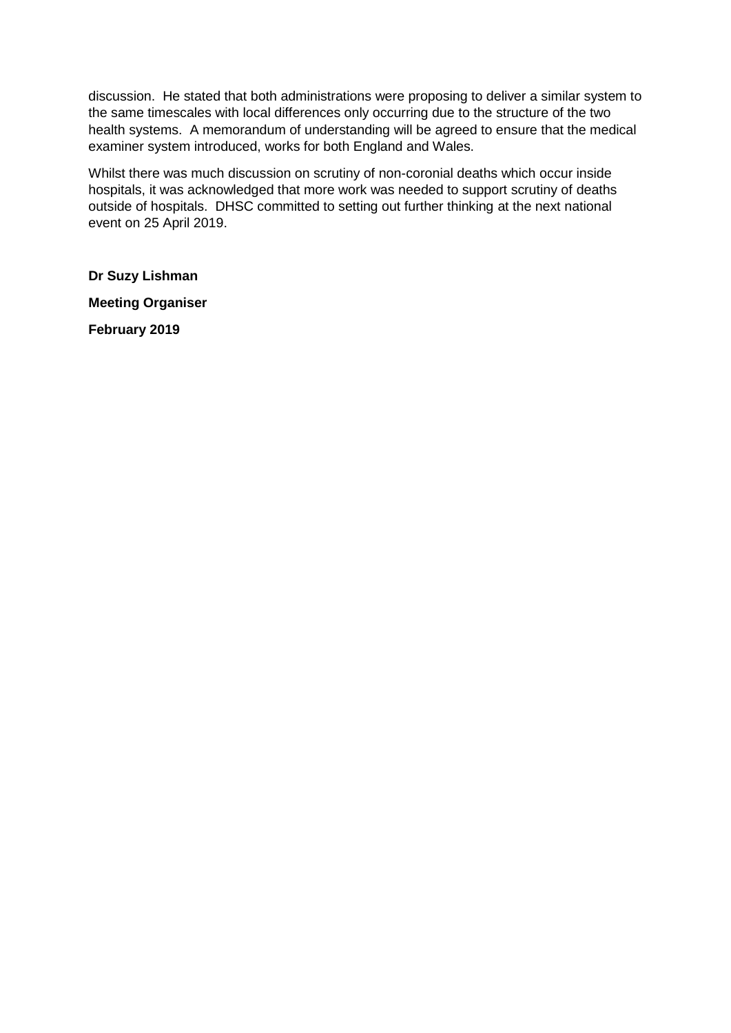discussion. He stated that both administrations were proposing to deliver a similar system to the same timescales with local differences only occurring due to the structure of the two health systems. A memorandum of understanding will be agreed to ensure that the medical examiner system introduced, works for both England and Wales.

Whilst there was much discussion on scrutiny of non-coronial deaths which occur inside hospitals, it was acknowledged that more work was needed to support scrutiny of deaths outside of hospitals. DHSC committed to setting out further thinking at the next national event on 25 April 2019.

**Dr Suzy Lishman**

**Meeting Organiser**

**February 2019**